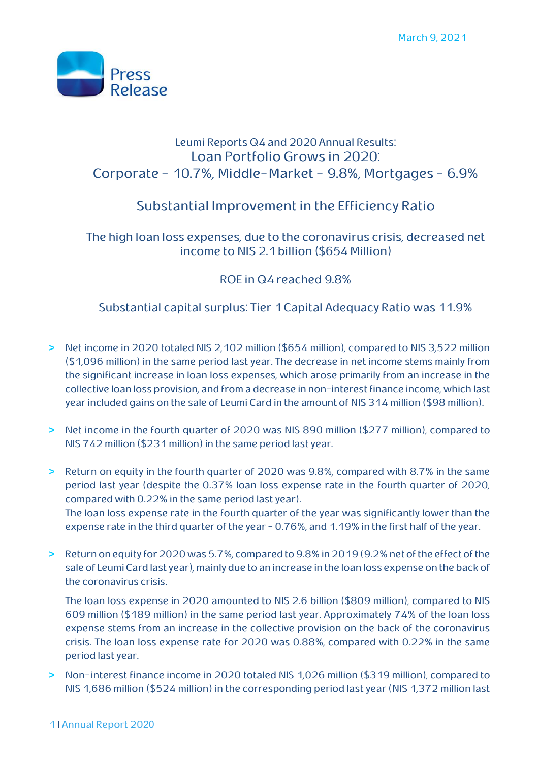March 9, 2021

Press Release

# Leumi Reports Q4 and 2020 Annual Results:

## Loan Portfolio Grows in 2020: Corporate - 10.7%, Middle-Market - 9.8%, Mortgages - 6.9%

## Substantial Improvement in the Efficiency Ratio

### The high loan loss expenses, due to the coronavirus crisis, decreased net income to NIS 2.1 billion ($654 Million)

### ROE in Q4 reached 9.8%

### Substantial capital surplus: Tier 1 Capital Adequacy Ratio was 11.9%

> Net income in 2020 totaled NIS 2,102 million ($654 million), compared to NIS 3,522 million ($1,096 million) in the same period last year. The decrease in net income stems mainly from the significant increase in loan loss expenses, which arose primarily from an increase in the collective loan loss provision, and from a decrease in non-interest finance income, which last year included gains on the sale of Leumi Card in the amount of NIS 314 million ($98 million).

> Net income in the fourth quarter of 2020 was NIS 890 million ($277 million), compared to NIS 742 million ($231 million) in the same period last year.

> Return on equity in the fourth quarter of 2020 was 9.8%, compared with 8.7% in the same period last year (despite the 0.37% loan loss expense rate in the fourth quarter of 2020, compared with 0.22% in the same period last year).
The loan loss expense rate in the fourth quarter of the year was significantly lower than the expense rate in the third quarter of the year - 0.76%, and 1.19% in the first half of the year.

> Return on equity for 2020 was 5.7%, compared to 9.8% in 2019 (9.2% net of the effect of the sale of Leumi Card last year), mainly due to an increase in the loan loss expense on the back of the coronavirus crisis.

The loan loss expense in 2020 amounted to NIS 2.6 billion ($809 million), compared to NIS 609 million ($189 million) in the same period last year. Approximately 74% of the loan loss expense stems from an increase in the collective provision on the back of the coronavirus crisis. The loan loss expense rate for 2020 was 0.88%, compared with 0.22% in the same period last year.

> Non-interest finance income in 2020 totaled NIS 1,026 million ($319 million), compared to NIS 1,686 million ($524 million) in the corresponding period last year (NIS 1,372 million last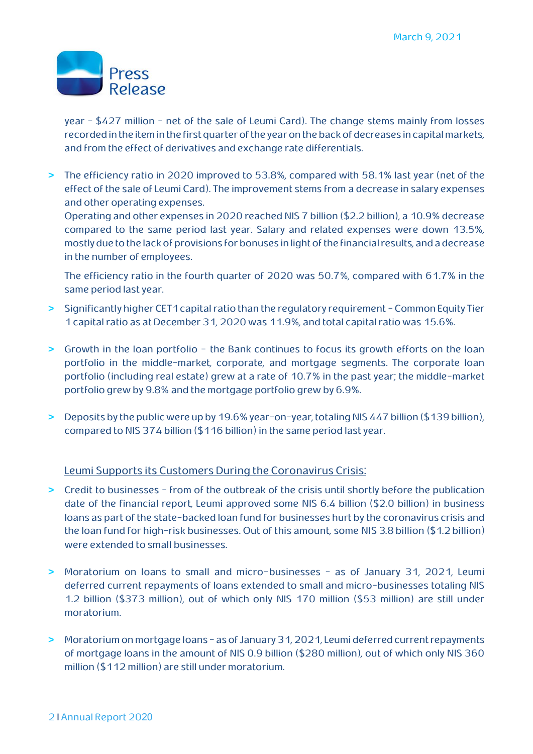year – $427 million – net of the sale of Leumi Card). The change stems mainly from losses recorded in the item in the first quarter of the year on the back of decreases in capital markets, and from the effect of derivatives and exchange rate differentials.

- The efficiency ratio in 2020 improved to 53.8%, compared with 58.1% last year (net of the effect of the sale of Leumi Card). The improvement stems from a decrease in salary expenses and other operating expenses.
  Operating and other expenses in 2020 reached NIS 7 billion ($2.2 billion), a 10.9% decrease compared to the same period last year. Salary and related expenses were down 13.5%, mostly due to the lack of provisions for bonuses in light of the financial results, and a decrease in the number of employees.

  The efficiency ratio in the fourth quarter of 2020 was 50.7%, compared with 61.7% in the same period last year.

- Significantly higher CET1 capital ratio than the regulatory requirement – Common Equity Tier 1 capital ratio as at December 31, 2020 was 11.9%, and total capital ratio was 15.6%.

- Growth in the loan portfolio – the Bank continues to focus its growth efforts on the loan portfolio in the middle-market, corporate, and mortgage segments. The corporate loan portfolio (including real estate) grew at a rate of 10.7% in the past year; the middle-market portfolio grew by 9.8% and the mortgage portfolio grew by 6.9%.

- Deposits by the public were up by 19.6% year-on-year, totaling NIS 447 billion ($139 billion), compared to NIS 374 billion ($116 billion) in the same period last year.

<u>Leumi Supports its Customers During the Coronavirus Crisis:</u>

- Credit to businesses – from of the outbreak of the crisis until shortly before the publication date of the financial report, Leumi approved some NIS 6.4 billion ($2.0 billion) in business loans as part of the state-backed loan fund for businesses hurt by the coronavirus crisis and the loan fund for high-risk businesses. Out of this amount, some NIS 3.8 billion ($1.2 billion) were extended to small businesses.

- Moratorium on loans to small and micro-businesses – as of January 31, 2021, Leumi deferred current repayments of loans extended to small and micro-businesses totaling NIS 1.2 billion ($373 million), out of which only NIS 170 million ($53 million) are still under moratorium.

- Moratorium on mortgage loans – as of January 31, 2021, Leumi deferred current repayments of mortgage loans in the amount of NIS 0.9 billion ($280 million), out of which only NIS 360 million ($112 million) are still under moratorium.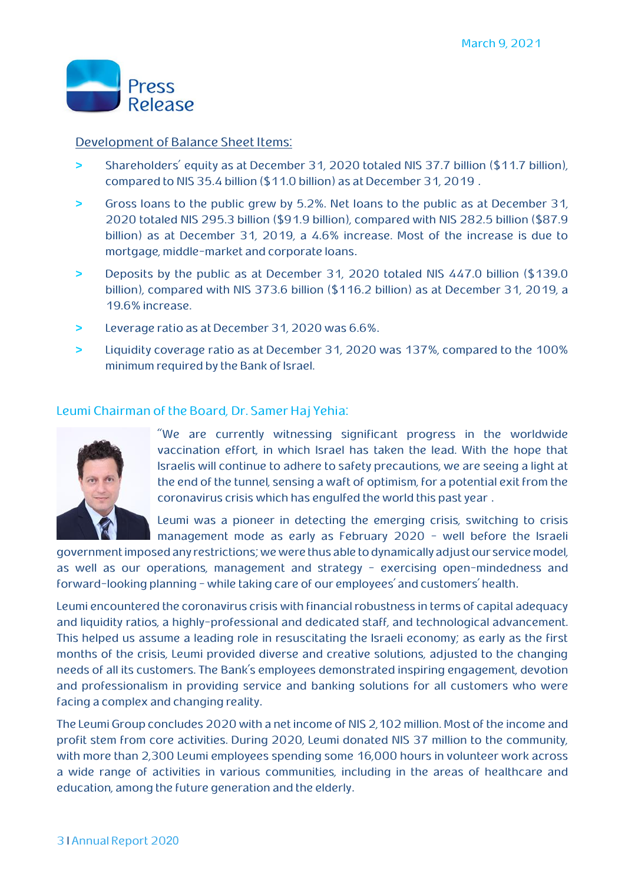March 9, 2021

Press Release

Development of Balance Sheet Items:

- Shareholders' equity as at December 31, 2020 totaled NIS 37.7 billion ($11.7 billion), compared to NIS 35.4 billion ($11.0 billion) as at December 31, 2019 .
- Gross loans to the public grew by 5.2%. Net loans to the public as at December 31, 2020 totaled NIS 295.3 billion ($91.9 billion), compared with NIS 282.5 billion ($87.9 billion) as at December 31, 2019, a 4.6% increase. Most of the increase is due to mortgage, middle-market and corporate loans.
- Deposits by the public as at December 31, 2020 totaled NIS 447.0 billion ($139.0 billion), compared with NIS 373.6 billion ($116.2 billion) as at December 31, 2019, a 19.6% increase.
- Leverage ratio as at December 31, 2020 was 6.6%.
- Liquidity coverage ratio as at December 31, 2020 was 137%, compared to the 100% minimum required by the Bank of Israel.

## Leumi Chairman of the Board, Dr. Samer Haj Yehia:

"We are currently witnessing significant progress in the worldwide vaccination effort, in which Israel has taken the lead. With the hope that Israelis will continue to adhere to safety precautions, we are seeing a light at the end of the tunnel, sensing a waft of optimism, for a potential exit from the coronavirus crisis which has engulfed the world this past year .

Leumi was a pioneer in detecting the emerging crisis, switching to crisis management mode as early as February 2020 - well before the Israeli government imposed any restrictions; we were thus able to dynamically adjust our service model, as well as our operations, management and strategy - exercising open-mindedness and forward-looking planning - while taking care of our employees' and customers' health.

Leumi encountered the coronavirus crisis with financial robustness in terms of capital adequacy and liquidity ratios, a highly-professional and dedicated staff, and technological advancement. This helped us assume a leading role in resuscitating the Israeli economy; as early as the first months of the crisis, Leumi provided diverse and creative solutions, adjusted to the changing needs of all its customers. The Bank's employees demonstrated inspiring engagement, devotion and professionalism in providing service and banking solutions for all customers who were facing a complex and changing reality.

The Leumi Group concludes 2020 with a net income of NIS 2,102 million. Most of the income and profit stem from core activities. During 2020, Leumi donated NIS 37 million to the community, with more than 2,300 Leumi employees spending some 16,000 hours in volunteer work across a wide range of activities in various communities, including in the areas of healthcare and education, among the future generation and the elderly.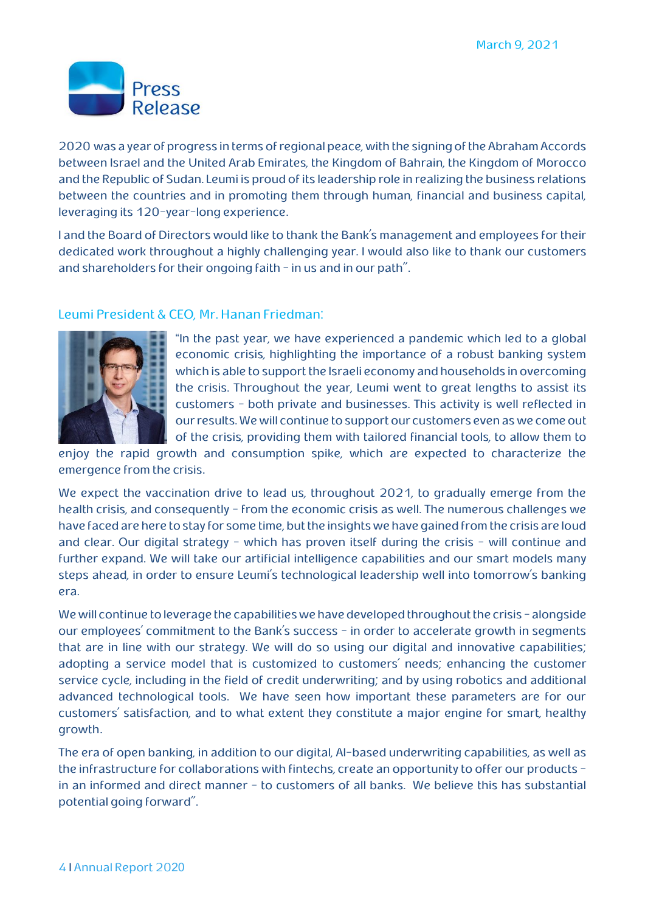March 9, 2021

# Press Release

2020 was a year of progress in terms of regional peace, with the signing of the Abraham Accords between Israel and the United Arab Emirates, the Kingdom of Bahrain, the Kingdom of Morocco and the Republic of Sudan. Leumi is proud of its leadership role in realizing the business relations between the countries and in promoting them through human, financial and business capital, leveraging its 120-year-long experience.

I and the Board of Directors would like to thank the Bank's management and employees for their dedicated work throughout a highly challenging year. I would also like to thank our customers and shareholders for their ongoing faith - in us and in our path".

## Leumi President & CEO, Mr. Hanan Friedman:

"In the past year, we have experienced a pandemic which led to a global economic crisis, highlighting the importance of a robust banking system which is able to support the Israeli economy and households in overcoming the crisis. Throughout the year, Leumi went to great lengths to assist its customers - both private and businesses. This activity is well reflected in our results. We will continue to support our customers even as we come out of the crisis, providing them with tailored financial tools, to allow them to enjoy the rapid growth and consumption spike, which are expected to characterize the emergence from the crisis.

We expect the vaccination drive to lead us, throughout 2021, to gradually emerge from the health crisis, and consequently - from the economic crisis as well. The numerous challenges we have faced are here to stay for some time, but the insights we have gained from the crisis are loud and clear. Our digital strategy - which has proven itself during the crisis - will continue and further expand. We will take our artificial intelligence capabilities and our smart models many steps ahead, in order to ensure Leumi's technological leadership well into tomorrow's banking era.

We will continue to leverage the capabilities we have developed throughout the crisis - alongside our employees' commitment to the Bank's success - in order to accelerate growth in segments that are in line with our strategy. We will do so using our digital and innovative capabilities; adopting a service model that is customized to customers' needs; enhancing the customer service cycle, including in the field of credit underwriting; and by using robotics and additional advanced technological tools. We have seen how important these parameters are for our customers' satisfaction, and to what extent they constitute a major engine for smart, healthy growth.

The era of open banking, in addition to our digital, AI-based underwriting capabilities, as well as the infrastructure for collaborations with fintechs, create an opportunity to offer our products - in an informed and direct manner - to customers of all banks. We believe this has substantial potential going forward".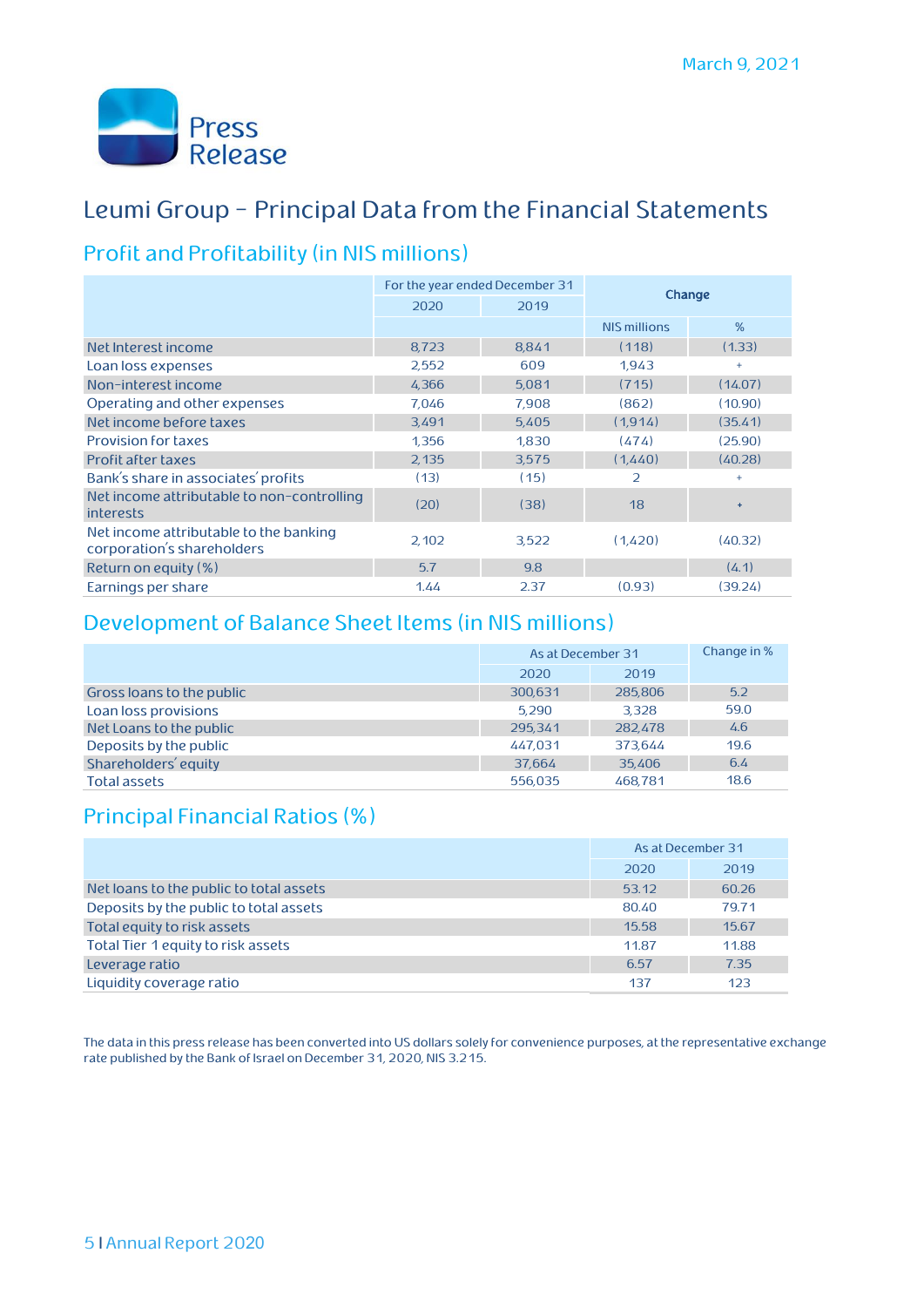March 9, 2021

Press Release

# Leumi Group – Principal Data from the Financial Statements

## Profit and Profitability (in NIS millions)

| | For the year ended December 31 | | Change | |
|---|---|---|---|---|
| | 2020 | 2019 | NIS millions | % |
| Net Interest income | 8,723 | 8,841 | (118) | (1.33) |
| Loan loss expenses | 2,552 | 609 | 1,943 | + |
| Non-interest income | 4,366 | 5,081 | (715) | (14.07) |
| Operating and other expenses | 7,046 | 7,908 | (862) | (10.90) |
| Net income before taxes | 3,491 | 5,405 | (1,914) | (35.41) |
| Provision for taxes | 1,356 | 1,830 | (474) | (25.90) |
| Profit after taxes | 2,135 | 3,575 | (1,440) | (40.28) |
| Bank's share in associates' profits | (13) | (15) | 2 | + |
| Net income attributable to non-controlling interests | (20) | (38) | 18 | + |
| Net income attributable to the banking corporation's shareholders | 2,102 | 3,522 | (1,420) | (40.32) |
| Return on equity (%) | 5.7 | 9.8 | | (4.1) |
| Earnings per share | 1.44 | 2.37 | (0.93) | (39.24) |

## Development of Balance Sheet Items (in NIS millions)

| | As at December 31 | | Change in % |
|---|---|---|---|
| | 2020 | 2019 | |
| Gross loans to the public | 300,631 | 285,806 | 5.2 |
| Loan loss provisions | 5,290 | 3,328 | 59.0 |
| Net Loans to the public | 295,341 | 282,478 | 4.6 |
| Deposits by the public | 447,031 | 373,644 | 19.6 |
| Shareholders' equity | 37,664 | 35,406 | 6.4 |
| Total assets | 556,035 | 468,781 | 18.6 |

## Principal Financial Ratios (%)

| | As at December 31 | |
|---|---|---|
| | 2020 | 2019 |
| Net loans to the public to total assets | 53.12 | 60.26 |
| Deposits by the public to total assets | 80.40 | 79.71 |
| Total equity to risk assets | 15.58 | 15.67 |
| Total Tier 1 equity to risk assets | 11.87 | 11.88 |
| Leverage ratio | 6.57 | 7.35 |
| Liquidity coverage ratio | 137 | 123 |

The data in this press release has been converted into US dollars solely for convenience purposes, at the representative exchange rate published by the Bank of Israel on December 31, 2020, NIS 3.215.